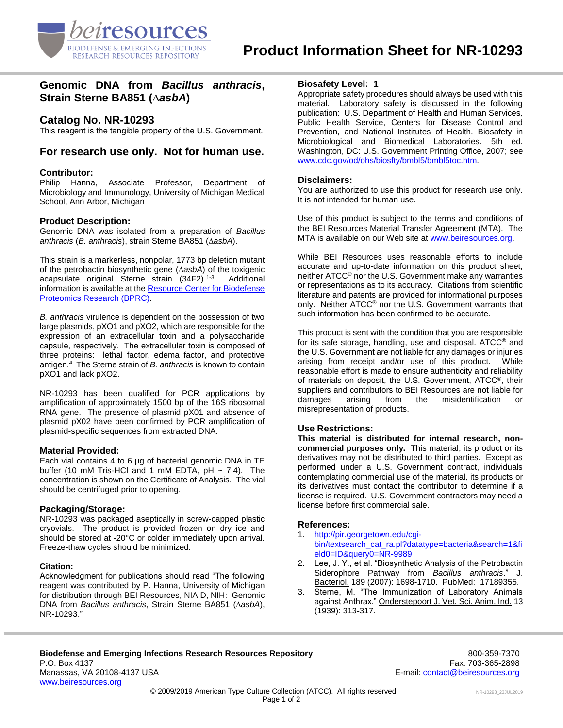# Product Information Sheet for NR-10293

## Genomic DNA from *Bacillus anthracis*, Strain Sterne BA851 (∆*asbA*)

## Catalog No. NR-10293

This reagent is the tangible property of the U.S. Government.

## For research use only. Not for human use.

### Contributor:

Philip Hanna, Associate Professor, Department of Microbiology and Immunology, University of Michigan Medical School, Ann Arbor, Michigan

### Product Description:

Genomic DNA was isolated from a preparation of *Bacillus anthracis* (*B. anthracis*), strain Sterne BA851 (∆*asbA*).

This strain is a markerless, nonpolar, 1773 bp deletion mutant of the petrobactin biosynthetic gene (∆*asbA*) of the toxigenic acapsulate original Sterne strain (34F2).[1-3] Additional information is available at the Resource Center for Biodefense Proteomics Research (BPRC).

*B. anthracis* virulence is dependent on the possession of two large plasmids, pXO1 and pXO2, which are responsible for the expression of an extracellular toxin and a polysaccharide capsule, respectively. The extracellular toxin is composed of three proteins: lethal factor, edema factor, and protective antigen.[4] The Sterne strain of *B. anthracis* is known to contain pXO1 and lack pXO2.

NR-10293 has been qualified for PCR applications by amplification of approximately 1500 bp of the 16S ribosomal RNA gene. The presence of plasmid pX01 and absence of plasmid pX02 have been confirmed by PCR amplification of plasmid-specific sequences from extracted DNA.

### Material Provided:

Each vial contains 4 to 6 µg of bacterial genomic DNA in TE buffer (10 mM Tris-HCl and 1 mM EDTA, pH ~ 7.4). The concentration is shown on the Certificate of Analysis. The vial should be centrifuged prior to opening.

### Packaging/Storage:

NR-10293 was packaged aseptically in screw-capped plastic cryovials. The product is provided frozen on dry ice and should be stored at -20°C or colder immediately upon arrival. Freeze-thaw cycles should be minimized.

#### Citation:

Acknowledgment for publications should read "The following reagent was contributed by P. Hanna, University of Michigan for distribution through BEI Resources, NIAID, NIH: Genomic DNA from *Bacillus anthracis*, Strain Sterne BA851 (∆*asbA*), NR-10293."

### Biosafety Level: 1

Appropriate safety procedures should always be used with this material. Laboratory safety is discussed in the following publication: U.S. Department of Health and Human Services, Public Health Service, Centers for Disease Control and Prevention, and National Institutes of Health. Biosafety in Microbiological and Biomedical Laboratories. 5th ed. Washington, DC: U.S. Government Printing Office, 2007; see www.cdc.gov/od/ohs/biosfty/bmbl5/bmbl5toc.htm.

### Disclaimers:

You are authorized to use this product for research use only. It is not intended for human use.

Use of this product is subject to the terms and conditions of the BEI Resources Material Transfer Agreement (MTA). The MTA is available on our Web site at www.beiresources.org.

While BEI Resources uses reasonable efforts to include accurate and up-to-date information on this product sheet, neither ATCC® nor the U.S. Government make any warranties or representations as to its accuracy. Citations from scientific literature and patents are provided for informational purposes only. Neither ATCC® nor the U.S. Government warrants that such information has been confirmed to be accurate.

This product is sent with the condition that you are responsible for its safe storage, handling, use and disposal. ATCC® and the U.S. Government are not liable for any damages or injuries arising from receipt and/or use of this product. While reasonable effort is made to ensure authenticity and reliability of materials on deposit, the U.S. Government, ATCC®, their suppliers and contributors to BEI Resources are not liable for damages arising from the misidentification or misrepresentation of products.

### Use Restrictions:

**This material is distributed for internal research, non-commercial purposes only.** This material, its product or its derivatives may not be distributed to third parties. Except as performed under a U.S. Government contract, individuals contemplating commercial use of the material, its products or its derivatives must contact the contributor to determine if a license is required. U.S. Government contractors may need a license before first commercial sale.

### References:

1. http://pir.georgetown.edu/cgi-bin/textsearch_cat_ra.pl?datatype=bacteria&search=1&field0=ID&query0=NR-9989
2. Lee, J. Y., et al. "Biosynthetic Analysis of the Petrobactin Siderophore Pathway from *Bacillus anthracis*." J. Bacteriol. 189 (2007): 1698-1710. PubMed: 17189355.
3. Sterne, M. "The Immunization of Laboratory Animals against Anthrax." Onderstepoort J. Vet. Sci. Anim. Ind. 13 (1939): 313-317.

**Biodefense and Emerging Infections Research Resources Repository**
P.O. Box 4137
Manassas, VA 20108-4137 USA
www.beiresources.org

800-359-7370
Fax: 703-365-2898
E-mail: contact@beiresources.org

© 2009/2019 American Type Culture Collection (ATCC). All rights reserved.

NR-10293_23JUL2019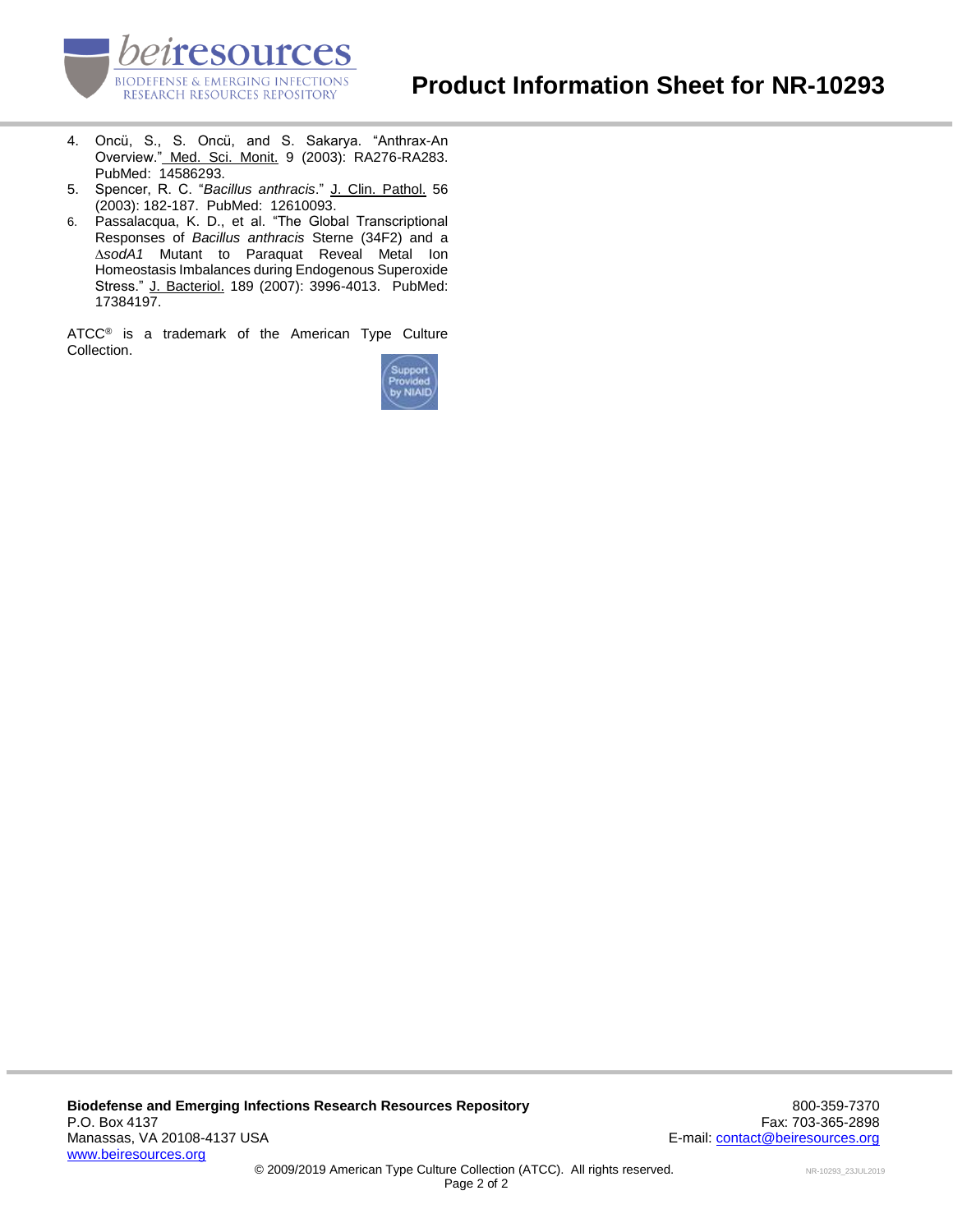4. Oncü, S., S. Oncü, and S. Sakarya. "Anthrax-An Overview." Med. Sci. Monit. 9 (2003): RA276-RA283. PubMed: 14586293.
5. Spencer, R. C. "*Bacillus anthracis*." J. Clin. Pathol. 56 (2003): 182-187. PubMed: 12610093.
6. Passalacqua, K. D., et al. "The Global Transcriptional Responses of *Bacillus anthracis* Sterne (34F2) and a Δ*sodA1* Mutant to Paraquat Reveal Metal Ion Homeostasis Imbalances during Endogenous Superoxide Stress." J. Bacteriol. 189 (2007): 3996-4013. PubMed: 17384197.

ATCC® is a trademark of the American Type Culture Collection.

Support Provided by NIAID

**Biodefense and Emerging Infections Research Resources Repository**
P.O. Box 4137
Manassas, VA 20108-4137 USA
www.beiresources.org

800-359-7370
Fax: 703-365-2898
E-mail: contact@beiresources.org

© 2009/2019 American Type Culture Collection (ATCC). All rights reserved.

NR-10293_23JUL2019